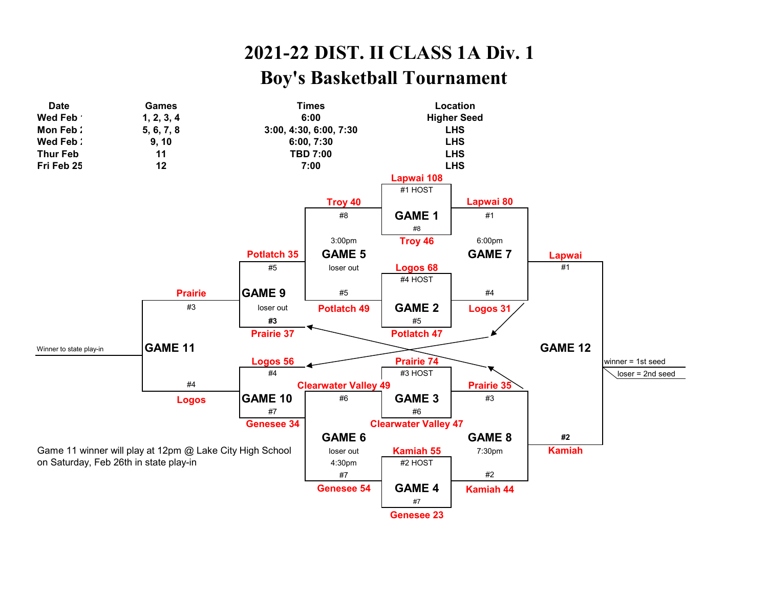# 2021-22 DIST. II CLASS 1A Div. 1
# Boy's Basketball Tournament

| Date | Games | Times | Location |
|---|---|---|---|
| Wed Feb ' | 1, 2, 3, 4 | 6:00 | Higher Seed |
| Mon Feb 2 | 5, 6, 7, 8 | 3:00, 4:30, 6:00, 7:30 | LHS |
| Wed Feb 2 | 9, 10 | 6:00, 7:30 | LHS |
| Thur Feb | 11 | TBD 7:00 | LHS |
| Fri Feb 25 | 12 | 7:00 | LHS |

**GAME 1** (#1 HOST)
- #1 Lapwai 108
- #8 Troy 46

**GAME 2** (#4 HOST)
- #4 Logos 68
- #5 Potlatch 47

**GAME 3** (#3 HOST)
- #3 Prairie 74
- #6 Clearwater Valley 47

**GAME 4** (#2 HOST)
- #2 Kamiah 55
- #7 Genesee 23

**GAME 5** (3:00pm, loser out)
- #8 Troy 40
- #5 Potlatch 49

**GAME 6** (4:30pm, loser out)
- #6 Clearwater Valley 49
- #7 Genesee 54

**GAME 7** (6:00pm)
- #1 Lapwai 80
- #4 Logos 31

**GAME 8** (7:30pm)
- #3 Prairie 35
- #2 Kamiah 44

**GAME 9** (loser out)
- #5 Potlatch 35
- #3 Prairie 37

**GAME 10**
- #4 Logos 56
- #7 Genesee 34

**GAME 11**
- #3 Prairie
- #4 Logos

Winner to state play-in

**GAME 12**
- #1 Lapwai
- #2 Kamiah

winner = 1st seed
loser = 2nd seed

Game 11 winner will play at 12pm @ Lake City High School on Saturday, Feb 26th in state play-in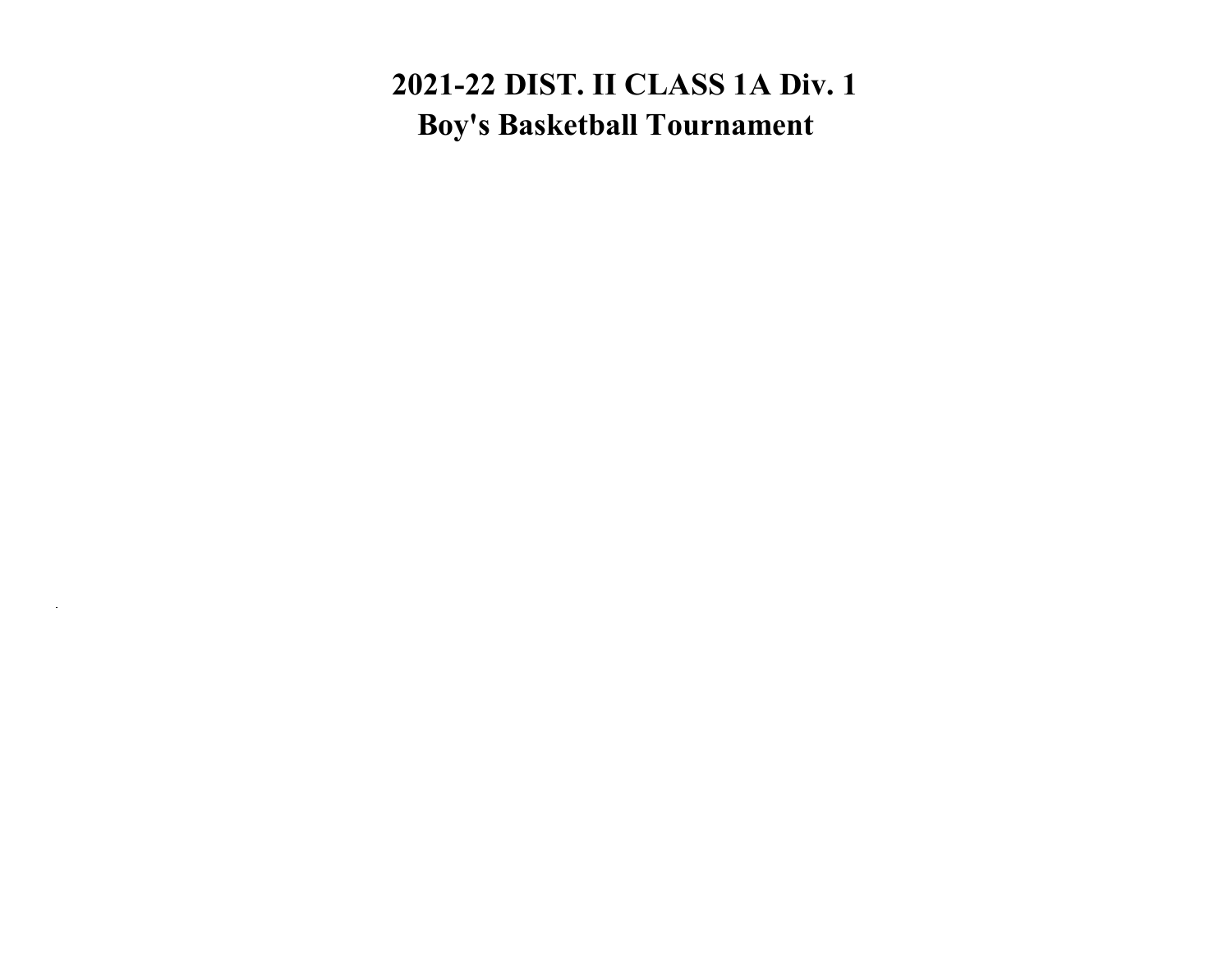# 2021-22 DIST. II CLASS 1A Div. 1

## Boy's Basketball Tournament